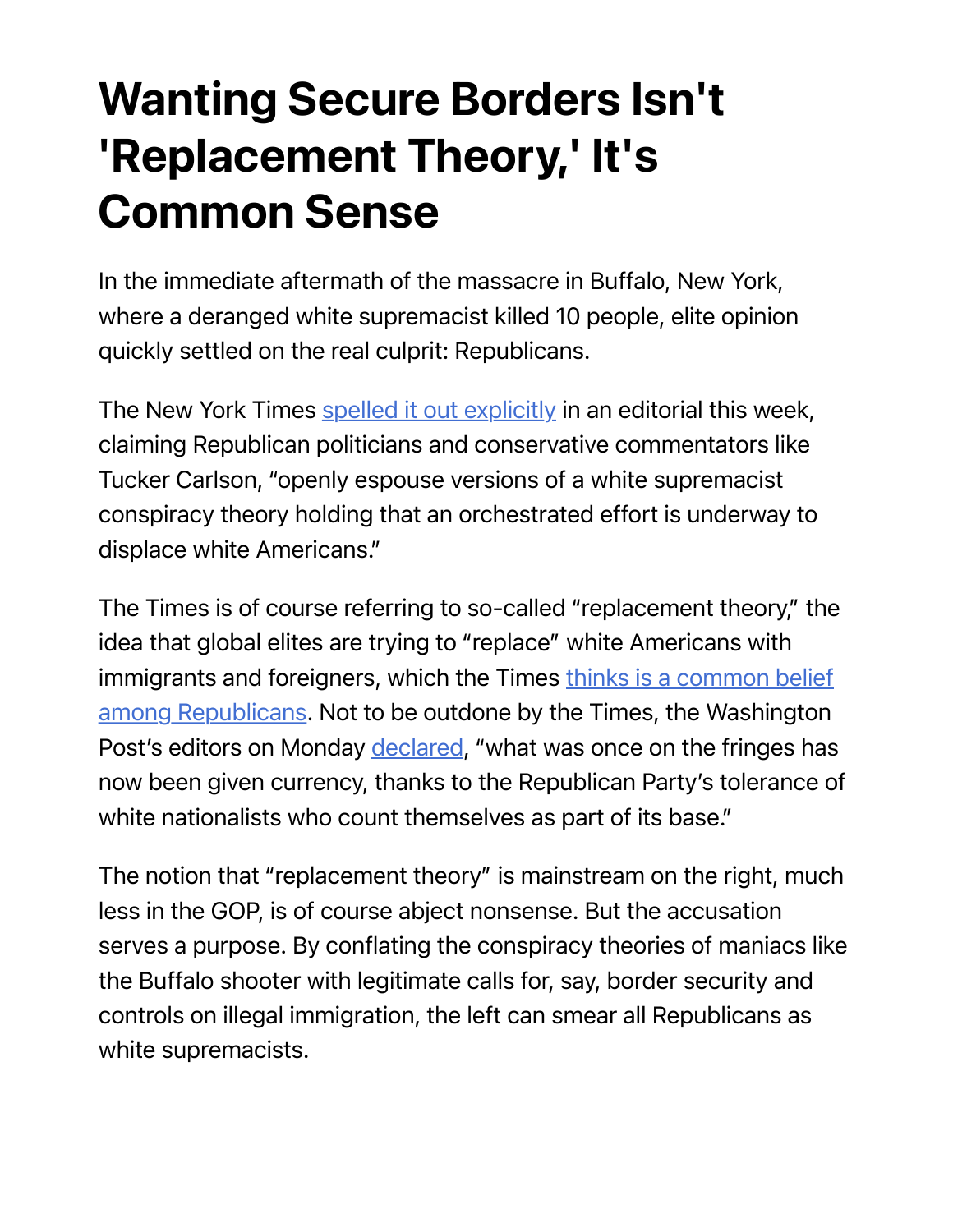# Wanting Secure Borders Isn't 'Replacement Theory,' It's Common Sense

In the immediate aftermath of the massacre in Buffalo, New York, where a deranged white supremacist killed 10 people, elite opinion quickly settled on the real culprit: Republicans.

The New York Times [spelled it out explicitly] in an editorial this week, claiming Republican politicians and conservative commentators like Tucker Carlson, "openly espouse versions of a white supremacist conspiracy theory holding that an orchestrated effort is underway to displace white Americans."

The Times is of course referring to so-called "replacement theory," the idea that global elites are trying to "replace" white Americans with immigrants and foreigners, which the Times [thinks is a common belief among Republicans]. Not to be outdone by the Times, the Washington Post's editors on Monday [declared], "what was once on the fringes has now been given currency, thanks to the Republican Party's tolerance of white nationalists who count themselves as part of its base."

The notion that "replacement theory" is mainstream on the right, much less in the GOP, is of course abject nonsense. But the accusation serves a purpose. By conflating the conspiracy theories of maniacs like the Buffalo shooter with legitimate calls for, say, border security and controls on illegal immigration, the left can smear all Republicans as white supremacists.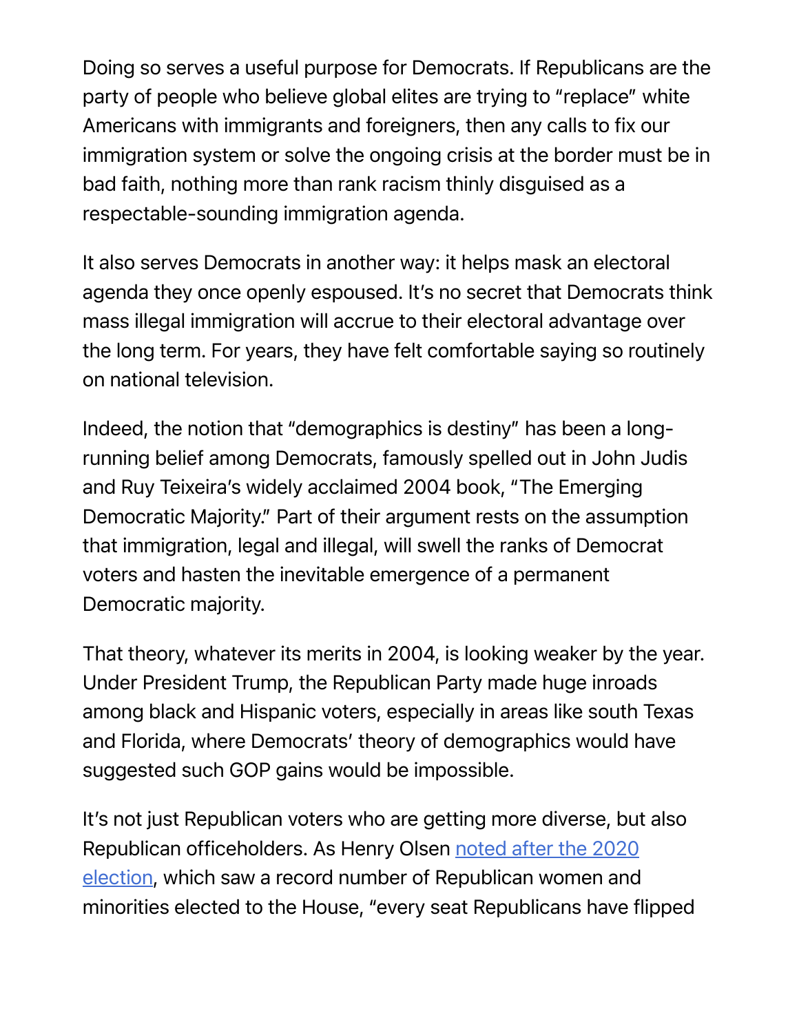Doing so serves a useful purpose for Democrats. If Republicans are the party of people who believe global elites are trying to "replace" white Americans with immigrants and foreigners, then any calls to fix our immigration system or solve the ongoing crisis at the border must be in bad faith, nothing more than rank racism thinly disguised as a respectable-sounding immigration agenda.

It also serves Democrats in another way: it helps mask an electoral agenda they once openly espoused. It's no secret that Democrats think mass illegal immigration will accrue to their electoral advantage over the long term. For years, they have felt comfortable saying so routinely on national television.

Indeed, the notion that "demographics is destiny" has been a long-running belief among Democrats, famously spelled out in John Judis and Ruy Teixeira's widely acclaimed 2004 book, "The Emerging Democratic Majority." Part of their argument rests on the assumption that immigration, legal and illegal, will swell the ranks of Democrat voters and hasten the inevitable emergence of a permanent Democratic majority.

That theory, whatever its merits in 2004, is looking weaker by the year. Under President Trump, the Republican Party made huge inroads among black and Hispanic voters, especially in areas like south Texas and Florida, where Democrats' theory of demographics would have suggested such GOP gains would be impossible.

It's not just Republican voters who are getting more diverse, but also Republican officeholders. As Henry Olsen noted after the 2020 election, which saw a record number of Republican women and minorities elected to the House, "every seat Republicans have flipped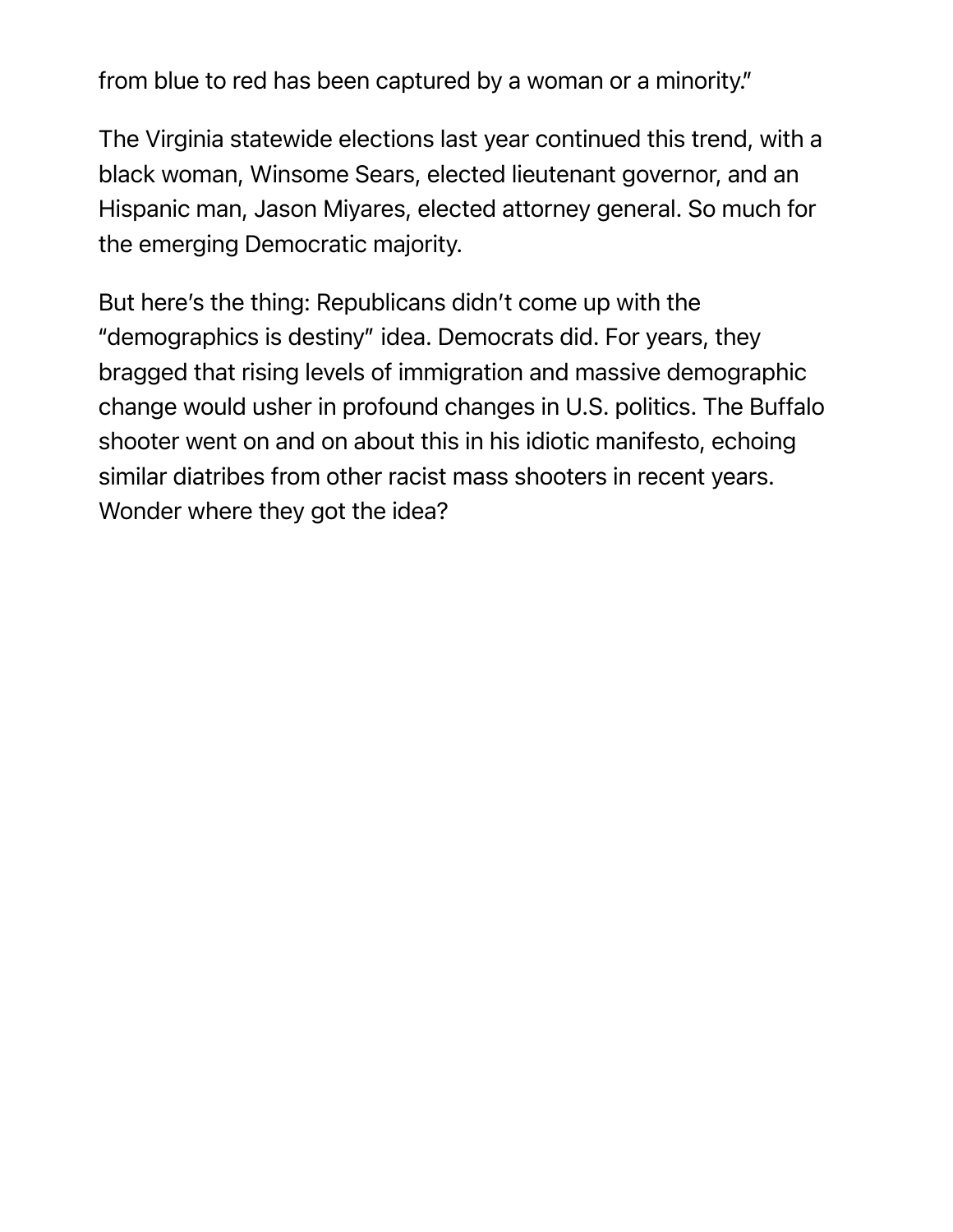from blue to red has been captured by a woman or a minority."

The Virginia statewide elections last year continued this trend, with a black woman, Winsome Sears, elected lieutenant governor, and an Hispanic man, Jason Miyares, elected attorney general. So much for the emerging Democratic majority.

But here's the thing: Republicans didn't come up with the "demographics is destiny" idea. Democrats did. For years, they bragged that rising levels of immigration and massive demographic change would usher in profound changes in U.S. politics. The Buffalo shooter went on and on about this in his idiotic manifesto, echoing similar diatribes from other racist mass shooters in recent years. Wonder where they got the idea?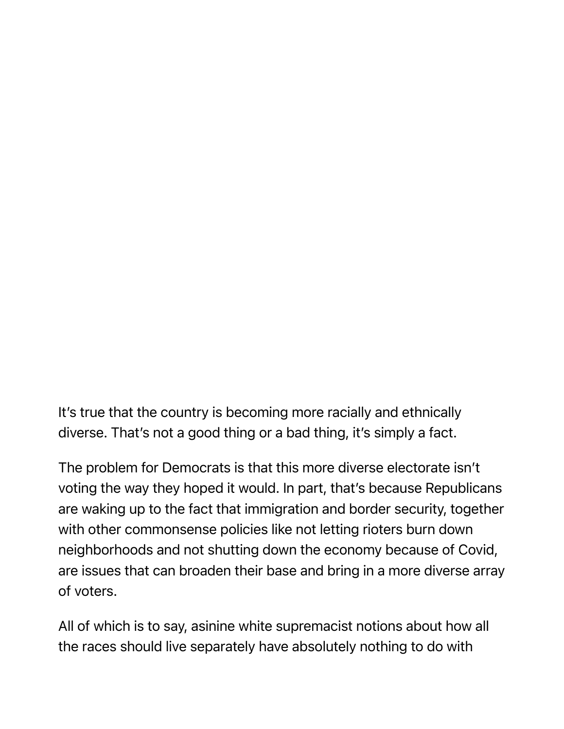It's true that the country is becoming more racially and ethnically diverse. That's not a good thing or a bad thing, it's simply a fact.

The problem for Democrats is that this more diverse electorate isn't voting the way they hoped it would. In part, that's because Republicans are waking up to the fact that immigration and border security, together with other commonsense policies like not letting rioters burn down neighborhoods and not shutting down the economy because of Covid, are issues that can broaden their base and bring in a more diverse array of voters.

All of which is to say, asinine white supremacist notions about how all the races should live separately have absolutely nothing to do with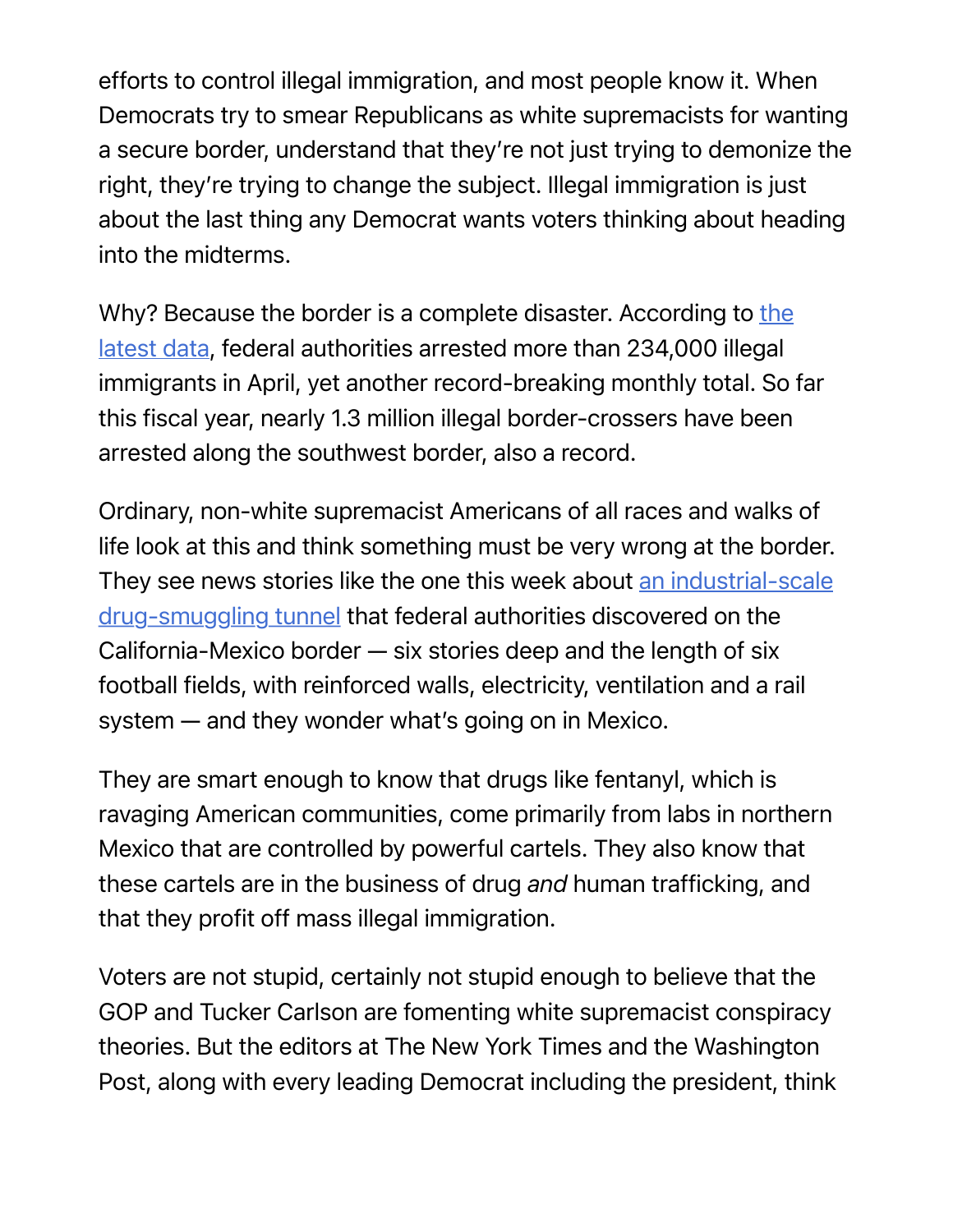efforts to control illegal immigration, and most people know it. When Democrats try to smear Republicans as white supremacists for wanting a secure border, understand that they're not just trying to demonize the right, they're trying to change the subject. Illegal immigration is just about the last thing any Democrat wants voters thinking about heading into the midterms.

Why? Because the border is a complete disaster. According to [the latest data], federal authorities arrested more than 234,000 illegal immigrants in April, yet another record-breaking monthly total. So far this fiscal year, nearly 1.3 million illegal border-crossers have been arrested along the southwest border, also a record.

Ordinary, non-white supremacist Americans of all races and walks of life look at this and think something must be very wrong at the border. They see news stories like the one this week about [an industrial-scale drug-smuggling tunnel] that federal authorities discovered on the California-Mexico border — six stories deep and the length of six football fields, with reinforced walls, electricity, ventilation and a rail system — and they wonder what's going on in Mexico.

They are smart enough to know that drugs like fentanyl, which is ravaging American communities, come primarily from labs in northern Mexico that are controlled by powerful cartels. They also know that these cartels are in the business of drug *and* human trafficking, and that they profit off mass illegal immigration.

Voters are not stupid, certainly not stupid enough to believe that the GOP and Tucker Carlson are fomenting white supremacist conspiracy theories. But the editors at The New York Times and the Washington Post, along with every leading Democrat including the president, think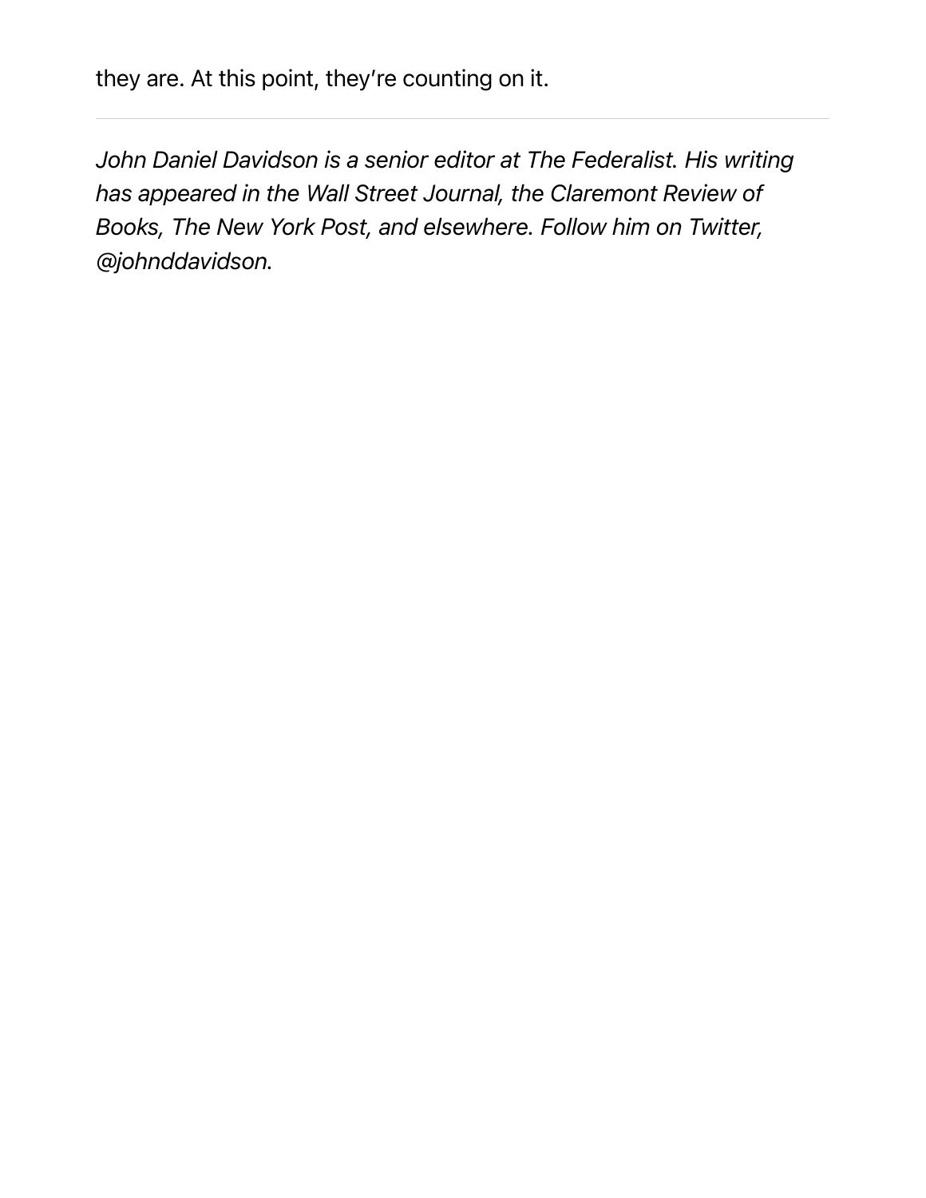they are. At this point, they're counting on it.

---

*John Daniel Davidson is a senior editor at The Federalist. His writing has appeared in the Wall Street Journal, the Claremont Review of Books, The New York Post, and elsewhere. Follow him on Twitter, @johnddavidson.*